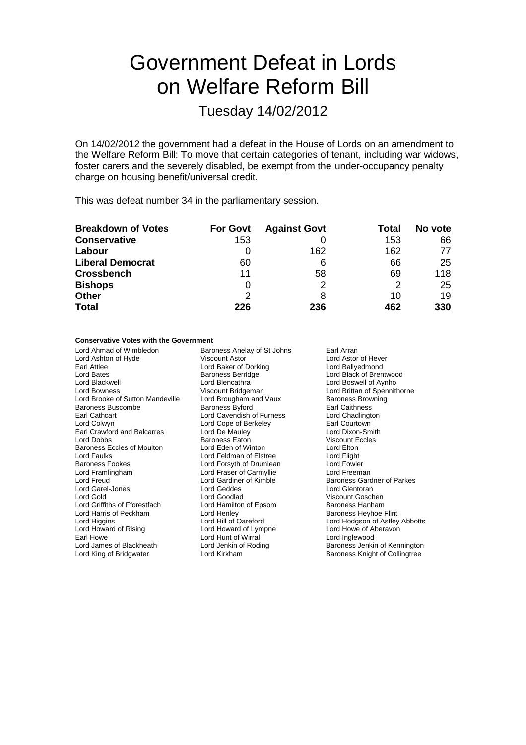# Government Defeat in Lords on Welfare Reform Bill

## Tuesday 14/02/2012

On 14/02/2012 the government had a defeat in the House of Lords on an amendment to the Welfare Reform Bill: To move that certain categories of tenant, including war widows, foster carers and the severely disabled, be exempt from the under-occupancy penalty charge on housing benefit/universal credit.

This was defeat number 34 in the parliamentary session.

| **Breakdown of Votes** | **For Govt** | **Against Govt** | **Total** | **No vote** |
|---|---|---|---|---|
| **Conservative** | 153 | 0 | 153 | 66 |
| **Labour** | 0 | 162 | 162 | 77 |
| **Liberal Democrat** | 60 | 6 | 66 | 25 |
| **Crossbench** | 11 | 58 | 69 | 118 |
| **Bishops** | 0 | 2 | 2 | 25 |
| **Other** | 2 | 8 | 10 | 19 |
| **Total** | **226** | **236** | **462** | **330** |

**Conservative Votes with the Government**

Lord Ahmad of Wimbledon
Baroness Anelay of St Johns
Earl Arran
Lord Ashton of Hyde
Viscount Astor
Lord Astor of Hever
Earl Attlee
Lord Baker of Dorking
Lord Ballyedmond
Lord Bates
Baroness Berridge
Lord Black of Brentwood
Lord Blackwell
Lord Blencathra
Lord Boswell of Aynho
Lord Bowness
Viscount Bridgeman
Lord Brittan of Spennithorne
Lord Brooke of Sutton Mandeville
Lord Brougham and Vaux
Baroness Browning
Baroness Buscombe
Baroness Byford
Earl Caithness
Earl Cathcart
Lord Cavendish of Furness
Lord Chadlington
Lord Colwyn
Lord Cope of Berkeley
Earl Courtown
Earl Crawford and Balcarres
Lord De Mauley
Lord Dixon-Smith
Lord Dobbs
Baroness Eaton
Viscount Eccles
Baroness Eccles of Moulton
Lord Eden of Winton
Lord Elton
Lord Faulks
Lord Feldman of Elstree
Lord Flight
Baroness Fookes
Lord Forsyth of Drumlean
Lord Fowler
Lord Framlingham
Lord Fraser of Carmyllie
Lord Freeman
Lord Freud
Lord Gardiner of Kimble
Baroness Gardner of Parkes
Lord Garel-Jones
Lord Geddes
Lord Glentoran
Lord Gold
Lord Goodlad
Viscount Goschen
Lord Griffiths of Fforestfach
Lord Hamilton of Epsom
Baroness Hanham
Lord Harris of Peckham
Lord Henley
Baroness Heyhoe Flint
Lord Higgins
Lord Hill of Oareford
Lord Hodgson of Astley Abbotts
Lord Howard of Rising
Lord Howard of Lympne
Lord Howe of Aberavon
Earl Howe
Lord Hunt of Wirral
Lord Inglewood
Lord James of Blackheath
Lord Jenkin of Roding
Baroness Jenkin of Kennington
Lord King of Bridgwater
Lord Kirkham
Baroness Knight of Collingtree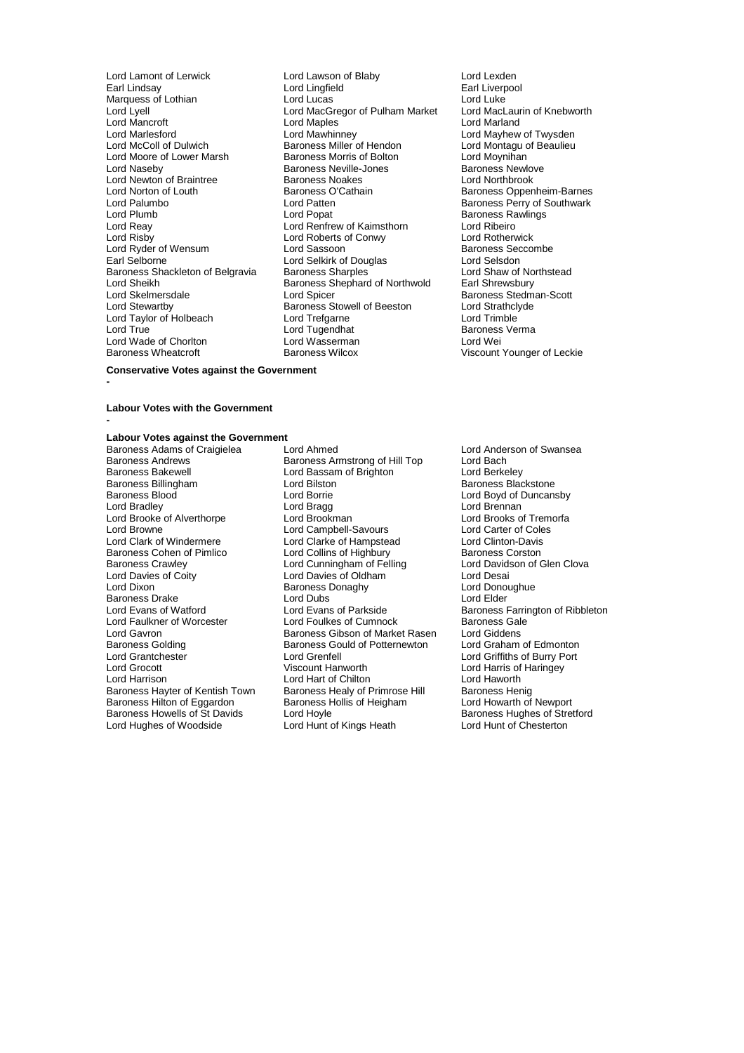Lord Lamont of Lerwick
Lord Lawson of Blaby
Lord Lexden
Earl Lindsay
Lord Lingfield
Earl Liverpool
Marquess of Lothian
Lord Lucas
Lord Luke
Lord Lyell
Lord MacGregor of Pulham Market
Lord MacLaurin of Knebworth
Lord Mancroft
Lord Maples
Lord Marland
Lord Marlesford
Lord Mawhinney
Lord Mayhew of Twysden
Lord McColl of Dulwich
Baroness Miller of Hendon
Lord Montagu of Beaulieu
Lord Moore of Lower Marsh
Baroness Morris of Bolton
Lord Moynihan
Lord Naseby
Baroness Neville-Jones
Baroness Newlove
Lord Newton of Braintree
Baroness Noakes
Lord Northbrook
Lord Norton of Louth
Baroness O'Cathain
Baroness Oppenheim-Barnes
Lord Palumbo
Lord Patten
Baroness Perry of Southwark
Lord Plumb
Lord Popat
Baroness Rawlings
Lord Reay
Lord Renfrew of Kaimsthorn
Lord Ribeiro
Lord Risby
Lord Roberts of Conwy
Lord Rotherwick
Lord Ryder of Wensum
Lord Sassoon
Baroness Seccombe
Earl Selborne
Lord Selkirk of Douglas
Lord Selsdon
Baroness Shackleton of Belgravia
Baroness Sharples
Lord Shaw of Northstead
Lord Sheikh
Baroness Shephard of Northwold
Earl Shrewsbury
Lord Skelmersdale
Lord Spicer
Baroness Stedman-Scott
Lord Stewartby
Baroness Stowell of Beeston
Lord Strathclyde
Lord Taylor of Holbeach
Lord Trefgarne
Lord Trimble
Lord True
Lord Tugendhat
Baroness Verma
Lord Wade of Chorlton
Lord Wasserman
Lord Wei
Baroness Wheatcroft
Baroness Wilcox
Viscount Younger of Leckie

**Conservative Votes against the Government**

-

**Labour Votes with the Government**

-

**Labour Votes against the Government**

Baroness Adams of Craigielea
Lord Ahmed
Lord Anderson of Swansea
Baroness Andrews
Baroness Armstrong of Hill Top
Lord Bach
Baroness Bakewell
Lord Bassam of Brighton
Lord Berkeley
Baroness Billingham
Lord Bilston
Baroness Blackstone
Baroness Blood
Lord Borrie
Lord Boyd of Duncansby
Lord Bradley
Lord Bragg
Lord Brennan
Lord Brooke of Alverthorpe
Lord Brookman
Lord Brooks of Tremorfa
Lord Browne
Lord Campbell-Savours
Lord Carter of Coles
Lord Clark of Windermere
Lord Clarke of Hampstead
Lord Clinton-Davis
Baroness Cohen of Pimlico
Lord Collins of Highbury
Baroness Corston
Baroness Crawley
Lord Cunningham of Felling
Lord Davidson of Glen Clova
Lord Davies of Coity
Lord Davies of Oldham
Lord Desai
Lord Dixon
Baroness Donaghy
Lord Donoughue
Baroness Drake
Lord Dubs
Lord Elder
Lord Evans of Watford
Lord Evans of Parkside
Baroness Farrington of Ribbleton
Lord Faulkner of Worcester
Lord Foulkes of Cumnock
Baroness Gale
Lord Gavron
Baroness Gibson of Market Rasen
Lord Giddens
Baroness Golding
Baroness Gould of Potternewton
Lord Graham of Edmonton
Lord Grantchester
Lord Grenfell
Lord Griffiths of Burry Port
Lord Grocott
Viscount Hanworth
Lord Harris of Haringey
Lord Harrison
Lord Hart of Chilton
Lord Haworth
Baroness Hayter of Kentish Town
Baroness Healy of Primrose Hill
Baroness Henig
Baroness Hilton of Eggardon
Baroness Hollis of Heigham
Lord Howarth of Newport
Baroness Howells of St Davids
Lord Hoyle
Baroness Hughes of Stretford
Lord Hughes of Woodside
Lord Hunt of Kings Heath
Lord Hunt of Chesterton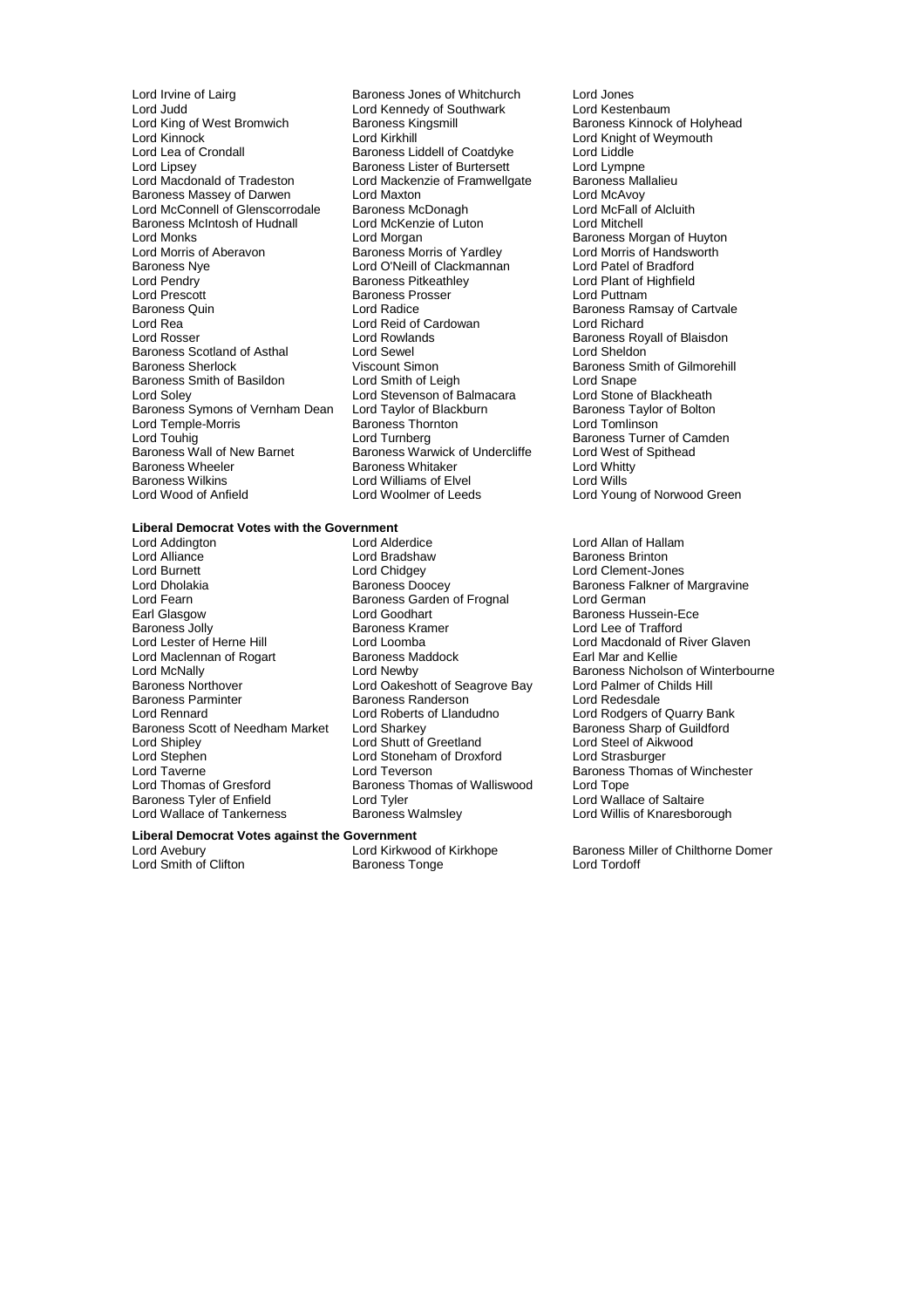Lord Irvine of Lairg
Baroness Jones of Whitchurch
Lord Jones
Lord Judd
Lord Kennedy of Southwark
Lord Kestenbaum
Lord King of West Bromwich
Baroness Kingsmill
Baroness Kinnock of Holyhead
Lord Kinnock
Lord Kirkhill
Lord Knight of Weymouth
Lord Lea of Crondall
Baroness Liddell of Coatdyke
Lord Liddle
Lord Lipsey
Baroness Lister of Burtersett
Lord Lympne
Lord Macdonald of Tradeston
Lord Mackenzie of Framwellgate
Baroness Mallalieu
Baroness Massey of Darwen
Lord Maxton
Lord McAvoy
Lord McConnell of Glenscorrodale
Baroness McDonagh
Lord McFall of Alcluith
Baroness McIntosh of Hudnall
Lord McKenzie of Luton
Lord Mitchell
Lord Monks
Lord Morgan
Baroness Morgan of Huyton
Lord Morris of Aberavon
Baroness Morris of Yardley
Lord Morris of Handsworth
Baroness Nye
Lord O'Neill of Clackmannan
Lord Patel of Bradford
Lord Pendry
Baroness Pitkeathley
Lord Plant of Highfield
Lord Prescott
Baroness Prosser
Lord Puttnam
Baroness Quin
Lord Radice
Baroness Ramsay of Cartvale
Lord Rea
Lord Reid of Cardowan
Lord Richard
Lord Rosser
Lord Rowlands
Baroness Royall of Blaisdon
Baroness Scotland of Asthal
Lord Sewel
Lord Sheldon
Baroness Sherlock
Viscount Simon
Baroness Smith of Gilmorehill
Baroness Smith of Basildon
Lord Smith of Leigh
Lord Snape
Lord Soley
Lord Stevenson of Balmacara
Lord Stone of Blackheath
Baroness Symons of Vernham Dean
Lord Taylor of Blackburn
Baroness Taylor of Bolton
Lord Temple-Morris
Baroness Thornton
Lord Tomlinson
Lord Touhig
Lord Turnberg
Baroness Turner of Camden
Baroness Wall of New Barnet
Baroness Warwick of Undercliffe
Lord West of Spithead
Baroness Wheeler
Baroness Whitaker
Lord Whitty
Baroness Wilkins
Lord Williams of Elvel
Lord Wills
Lord Wood of Anfield
Lord Woolmer of Leeds
Lord Young of Norwood Green

**Liberal Democrat Votes with the Government**

Lord Addington
Lord Alderdice
Lord Allan of Hallam
Lord Alliance
Lord Bradshaw
Baroness Brinton
Lord Burnett
Lord Chidgey
Lord Clement-Jones
Lord Dholakia
Baroness Doocey
Baroness Falkner of Margravine
Lord Fearn
Baroness Garden of Frognal
Lord German
Earl Glasgow
Lord Goodhart
Baroness Hussein-Ece
Baroness Jolly
Baroness Kramer
Lord Lee of Trafford
Lord Lester of Herne Hill
Lord Loomba
Lord Macdonald of River Glaven
Lord Maclennan of Rogart
Baroness Maddock
Earl Mar and Kellie
Lord McNally
Lord Newby
Baroness Nicholson of Winterbourne
Baroness Northover
Lord Oakeshott of Seagrove Bay
Lord Palmer of Childs Hill
Baroness Parminter
Baroness Randerson
Lord Redesdale
Lord Rennard
Lord Roberts of Llandudno
Lord Rodgers of Quarry Bank
Baroness Scott of Needham Market
Lord Sharkey
Baroness Sharp of Guildford
Lord Shipley
Lord Shutt of Greetland
Lord Steel of Aikwood
Lord Stephen
Lord Stoneham of Droxford
Lord Strasburger
Lord Taverne
Lord Teverson
Baroness Thomas of Winchester
Lord Thomas of Gresford
Baroness Thomas of Walliswood
Lord Tope
Baroness Tyler of Enfield
Lord Tyler
Lord Wallace of Saltaire
Lord Wallace of Tankerness
Baroness Walmsley
Lord Willis of Knaresborough

**Liberal Democrat Votes against the Government**

Lord Avebury
Lord Kirkwood of Kirkhope
Baroness Miller of Chilthorne Domer
Lord Smith of Clifton
Baroness Tonge
Lord Tordoff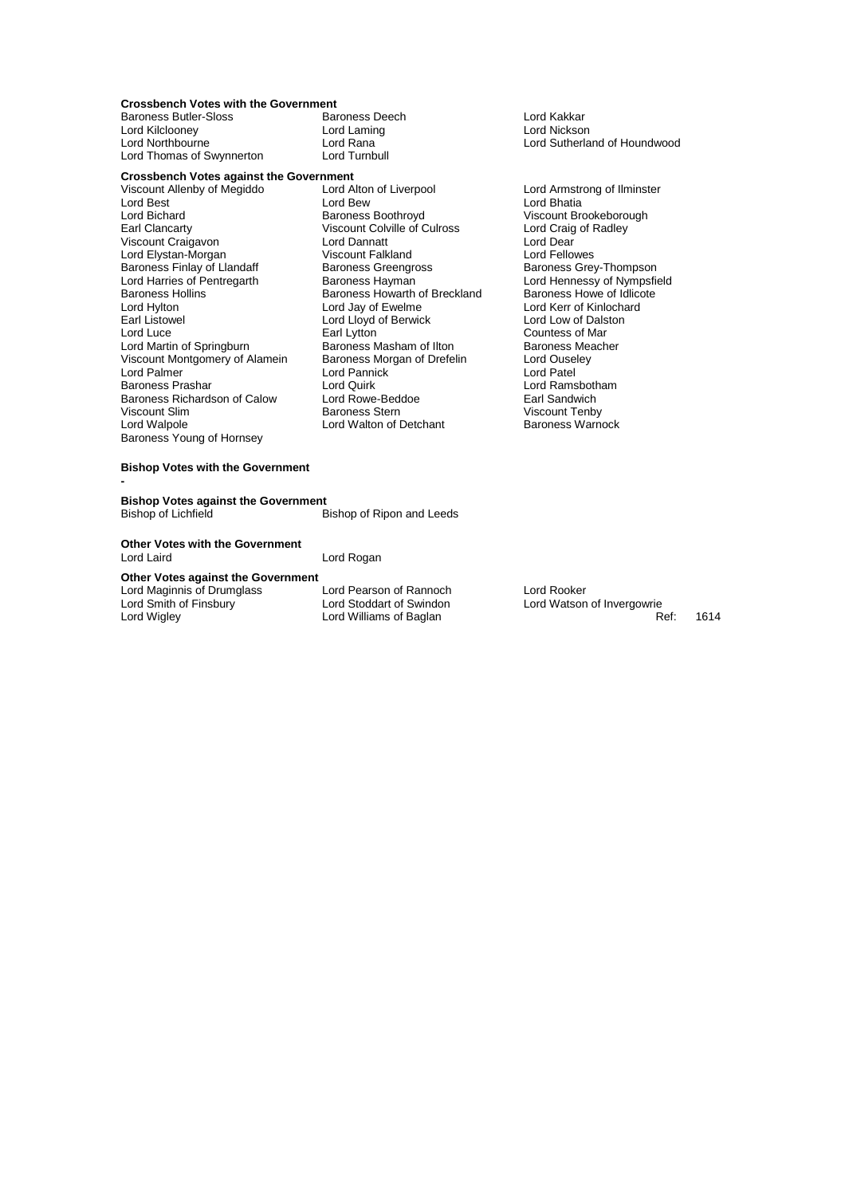**Crossbench Votes with the Government**

Baroness Butler-Sloss, Baroness Deech, Lord Kakkar, Lord Kilclooney, Lord Laming, Lord Nickson, Lord Northbourne, Lord Rana, Lord Sutherland of Houndwood, Lord Thomas of Swynnerton, Lord Turnbull

**Crossbench Votes against the Government**

Viscount Allenby of Megiddo, Lord Alton of Liverpool, Lord Armstrong of Ilminster, Lord Best, Lord Bew, Lord Bhatia, Lord Bichard, Baroness Boothroyd, Viscount Brookeborough, Earl Clancarty, Viscount Colville of Culross, Lord Craig of Radley, Viscount Craigavon, Lord Dannatt, Lord Dear, Lord Elystan-Morgan, Viscount Falkland, Lord Fellowes, Baroness Finlay of Llandaff, Baroness Greengross, Baroness Grey-Thompson, Lord Harries of Pentregarth, Baroness Hayman, Lord Hennessy of Nympsfield, Baroness Hollins, Baroness Howarth of Breckland, Baroness Howe of Idlicote, Lord Hylton, Lord Jay of Ewelme, Lord Kerr of Kinlochard, Earl Listowel, Lord Lloyd of Berwick, Lord Low of Dalston, Lord Luce, Earl Lytton, Countess of Mar, Lord Martin of Springburn, Baroness Masham of Ilton, Baroness Meacher, Viscount Montgomery of Alamein, Baroness Morgan of Drefelin, Lord Ouseley, Lord Palmer, Lord Pannick, Lord Patel, Baroness Prashar, Lord Quirk, Lord Ramsbotham, Baroness Richardson of Calow, Lord Rowe-Beddoe, Earl Sandwich, Viscount Slim, Baroness Stern, Viscount Tenby, Lord Walpole, Lord Walton of Detchant, Baroness Warnock, Baroness Young of Hornsey

**Bishop Votes with the Government**

-

**Bishop Votes against the Government**

Bishop of Lichfield, Bishop of Ripon and Leeds

**Other Votes with the Government**

Lord Laird, Lord Rogan

**Other Votes against the Government**

Lord Maginnis of Drumglass, Lord Pearson of Rannoch, Lord Rooker, Lord Smith of Finsbury, Lord Stoddart of Swindon, Lord Watson of Invergowrie, Lord Wigley, Lord Williams of Baglan

Ref: 1614